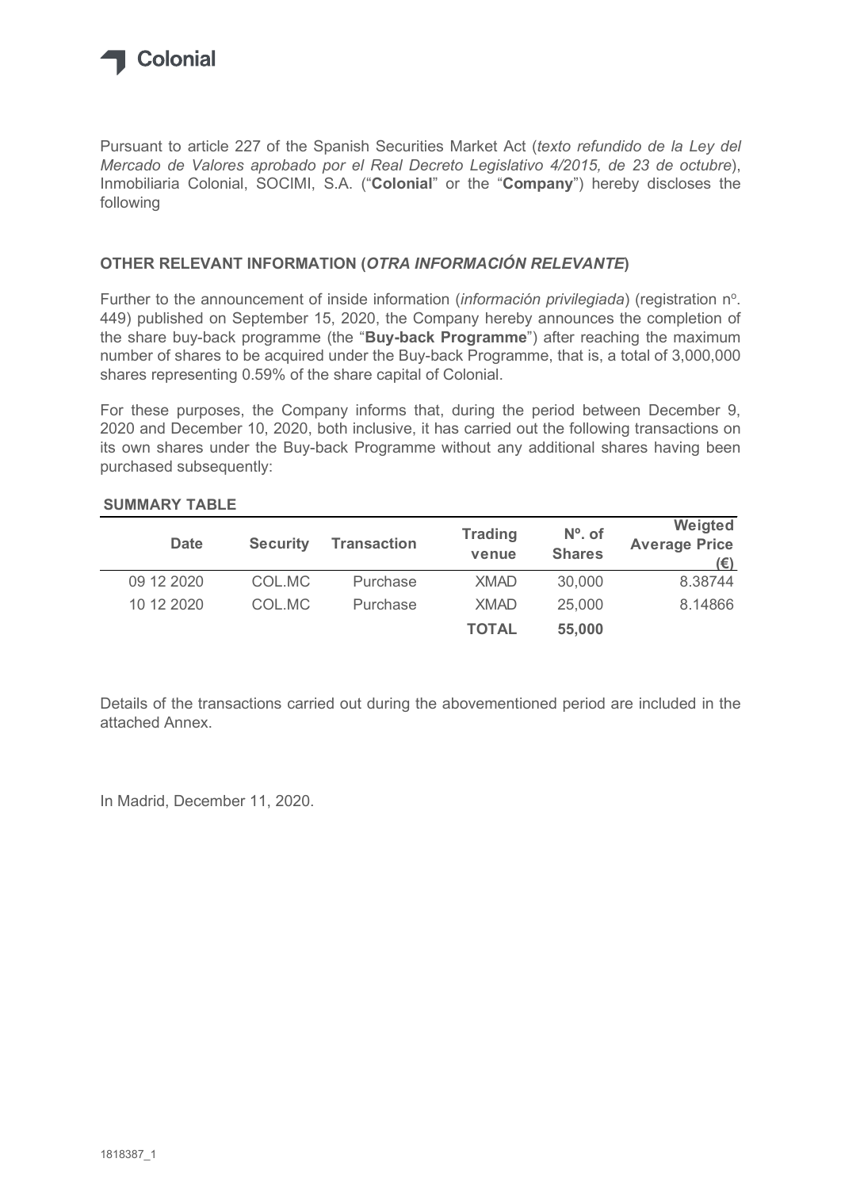Colonial

Pursuant to article 227 of the Spanish Securities Market Act (*texto refundido de la Ley del Mercado de Valores aprobado por el Real Decreto Legislativo 4/2015, de 23 de octubre*), Inmobiliaria Colonial, SOCIMI, S.A. ("**Colonial**" or the "**Company**") hereby discloses the following

## OTHER RELEVANT INFORMATION (*OTRA INFORMACIÓN RELEVANTE*)

Further to the announcement of inside information (*información privilegiada*) (registration nº. 449) published on September 15, 2020, the Company hereby announces the completion of the share buy-back programme (the "**Buy-back Programme**") after reaching the maximum number of shares to be acquired under the Buy-back Programme, that is, a total of 3,000,000 shares representing 0.59% of the share capital of Colonial.

For these purposes, the Company informs that, during the period between December 9, 2020 and December 10, 2020, both inclusive, it has carried out the following transactions on its own shares under the Buy-back Programme without any additional shares having been purchased subsequently:

**SUMMARY TABLE**

| Date | Security | Transaction | Trading venue | Nº. of Shares | Weigted Average Price (€) |
|---|---|---|---|---|---|
| 09 12 2020 | COL.MC | Purchase | XMAD | 30,000 | 8.38744 |
| 10 12 2020 | COL.MC | Purchase | XMAD | 25,000 | 8.14866 |
| | | | **TOTAL** | **55,000** | |

Details of the transactions carried out during the abovementioned period are included in the attached Annex.

In Madrid, December 11, 2020.

1818387_1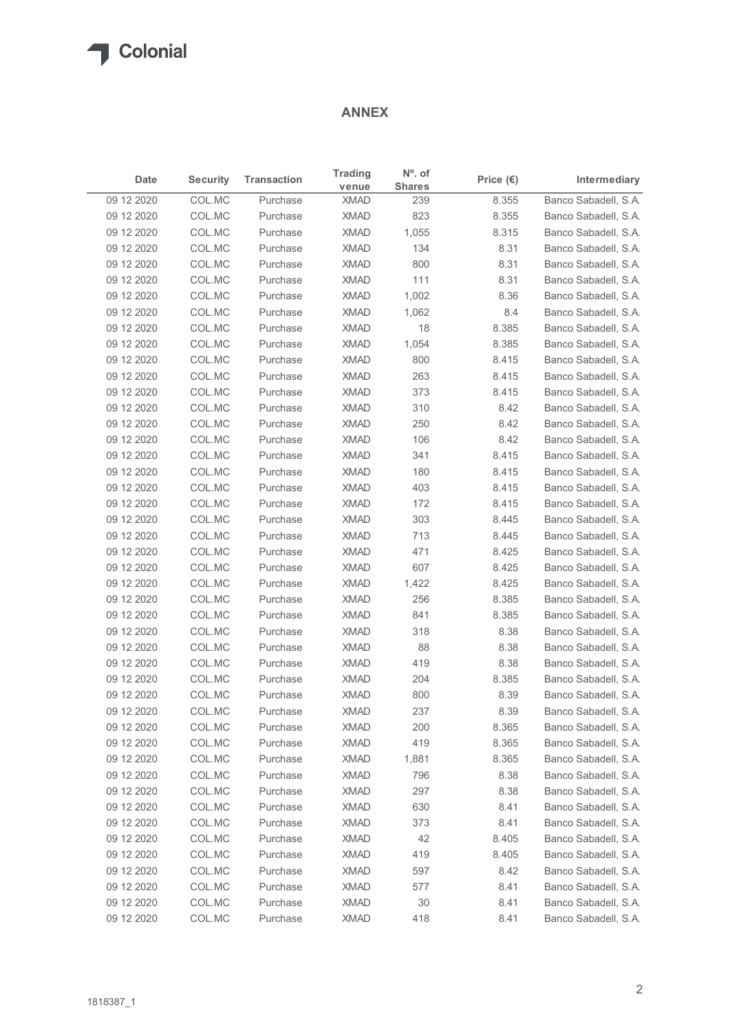## ANNEX

| Date | Security | Transaction | Trading venue | Nº. of Shares | Price (€) | Intermediary |
|---|---|---|---|---|---|---|
| 09 12 2020 | COL.MC | Purchase | XMAD | 239 | 8.355 | Banco Sabadell, S.A. |
| 09 12 2020 | COL.MC | Purchase | XMAD | 823 | 8.355 | Banco Sabadell, S.A. |
| 09 12 2020 | COL.MC | Purchase | XMAD | 1,055 | 8.315 | Banco Sabadell, S.A. |
| 09 12 2020 | COL.MC | Purchase | XMAD | 134 | 8.31 | Banco Sabadell, S.A. |
| 09 12 2020 | COL.MC | Purchase | XMAD | 800 | 8.31 | Banco Sabadell, S.A. |
| 09 12 2020 | COL.MC | Purchase | XMAD | 111 | 8.31 | Banco Sabadell, S.A. |
| 09 12 2020 | COL.MC | Purchase | XMAD | 1,002 | 8.36 | Banco Sabadell, S.A. |
| 09 12 2020 | COL.MC | Purchase | XMAD | 1,062 | 8.4 | Banco Sabadell, S.A. |
| 09 12 2020 | COL.MC | Purchase | XMAD | 18 | 8.385 | Banco Sabadell, S.A. |
| 09 12 2020 | COL.MC | Purchase | XMAD | 1,054 | 8.385 | Banco Sabadell, S.A. |
| 09 12 2020 | COL.MC | Purchase | XMAD | 800 | 8.415 | Banco Sabadell, S.A. |
| 09 12 2020 | COL.MC | Purchase | XMAD | 263 | 8.415 | Banco Sabadell, S.A. |
| 09 12 2020 | COL.MC | Purchase | XMAD | 373 | 8.415 | Banco Sabadell, S.A. |
| 09 12 2020 | COL.MC | Purchase | XMAD | 310 | 8.42 | Banco Sabadell, S.A. |
| 09 12 2020 | COL.MC | Purchase | XMAD | 250 | 8.42 | Banco Sabadell, S.A. |
| 09 12 2020 | COL.MC | Purchase | XMAD | 106 | 8.42 | Banco Sabadell, S.A. |
| 09 12 2020 | COL.MC | Purchase | XMAD | 341 | 8.415 | Banco Sabadell, S.A. |
| 09 12 2020 | COL.MC | Purchase | XMAD | 180 | 8.415 | Banco Sabadell, S.A. |
| 09 12 2020 | COL.MC | Purchase | XMAD | 403 | 8.415 | Banco Sabadell, S.A. |
| 09 12 2020 | COL.MC | Purchase | XMAD | 172 | 8.415 | Banco Sabadell, S.A. |
| 09 12 2020 | COL.MC | Purchase | XMAD | 303 | 8.445 | Banco Sabadell, S.A. |
| 09 12 2020 | COL.MC | Purchase | XMAD | 713 | 8.445 | Banco Sabadell, S.A. |
| 09 12 2020 | COL.MC | Purchase | XMAD | 471 | 8.425 | Banco Sabadell, S.A. |
| 09 12 2020 | COL.MC | Purchase | XMAD | 607 | 8.425 | Banco Sabadell, S.A. |
| 09 12 2020 | COL.MC | Purchase | XMAD | 1,422 | 8.425 | Banco Sabadell, S.A. |
| 09 12 2020 | COL.MC | Purchase | XMAD | 256 | 8.385 | Banco Sabadell, S.A. |
| 09 12 2020 | COL.MC | Purchase | XMAD | 841 | 8.385 | Banco Sabadell, S.A. |
| 09 12 2020 | COL.MC | Purchase | XMAD | 318 | 8.38 | Banco Sabadell, S.A. |
| 09 12 2020 | COL.MC | Purchase | XMAD | 88 | 8.38 | Banco Sabadell, S.A. |
| 09 12 2020 | COL.MC | Purchase | XMAD | 419 | 8.38 | Banco Sabadell, S.A. |
| 09 12 2020 | COL.MC | Purchase | XMAD | 204 | 8.385 | Banco Sabadell, S.A. |
| 09 12 2020 | COL.MC | Purchase | XMAD | 800 | 8.39 | Banco Sabadell, S.A. |
| 09 12 2020 | COL.MC | Purchase | XMAD | 237 | 8.39 | Banco Sabadell, S.A. |
| 09 12 2020 | COL.MC | Purchase | XMAD | 200 | 8.365 | Banco Sabadell, S.A. |
| 09 12 2020 | COL.MC | Purchase | XMAD | 419 | 8.365 | Banco Sabadell, S.A. |
| 09 12 2020 | COL.MC | Purchase | XMAD | 1,881 | 8.365 | Banco Sabadell, S.A. |
| 09 12 2020 | COL.MC | Purchase | XMAD | 796 | 8.38 | Banco Sabadell, S.A. |
| 09 12 2020 | COL.MC | Purchase | XMAD | 297 | 8.38 | Banco Sabadell, S.A. |
| 09 12 2020 | COL.MC | Purchase | XMAD | 630 | 8.41 | Banco Sabadell, S.A. |
| 09 12 2020 | COL.MC | Purchase | XMAD | 373 | 8.41 | Banco Sabadell, S.A. |
| 09 12 2020 | COL.MC | Purchase | XMAD | 42 | 8.405 | Banco Sabadell, S.A. |
| 09 12 2020 | COL.MC | Purchase | XMAD | 419 | 8.405 | Banco Sabadell, S.A. |
| 09 12 2020 | COL.MC | Purchase | XMAD | 597 | 8.42 | Banco Sabadell, S.A. |
| 09 12 2020 | COL.MC | Purchase | XMAD | 577 | 8.41 | Banco Sabadell, S.A. |
| 09 12 2020 | COL.MC | Purchase | XMAD | 30 | 8.41 | Banco Sabadell, S.A. |
| 09 12 2020 | COL.MC | Purchase | XMAD | 418 | 8.41 | Banco Sabadell, S.A. |

1818387_1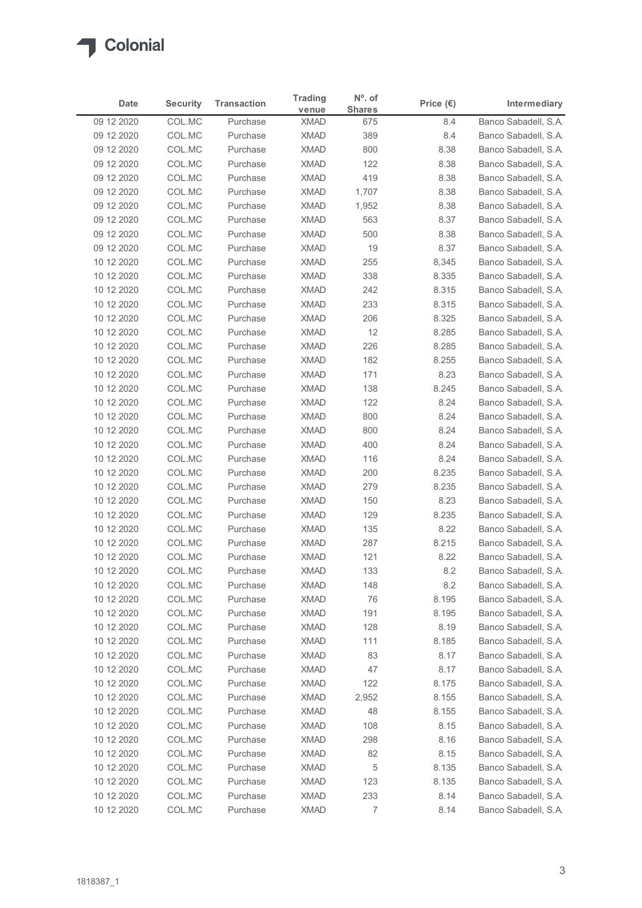| Date | Security | Transaction | Trading venue | Nº. of Shares | Price (€) | Intermediary |
|---|---|---|---|---|---|---|
| 09 12 2020 | COL.MC | Purchase | XMAD | 675 | 8.4 | Banco Sabadell, S.A. |
| 09 12 2020 | COL.MC | Purchase | XMAD | 389 | 8.4 | Banco Sabadell, S.A. |
| 09 12 2020 | COL.MC | Purchase | XMAD | 800 | 8.38 | Banco Sabadell, S.A. |
| 09 12 2020 | COL.MC | Purchase | XMAD | 122 | 8.38 | Banco Sabadell, S.A. |
| 09 12 2020 | COL.MC | Purchase | XMAD | 419 | 8.38 | Banco Sabadell, S.A. |
| 09 12 2020 | COL.MC | Purchase | XMAD | 1,707 | 8.38 | Banco Sabadell, S.A. |
| 09 12 2020 | COL.MC | Purchase | XMAD | 1,952 | 8.38 | Banco Sabadell, S.A. |
| 09 12 2020 | COL.MC | Purchase | XMAD | 563 | 8.37 | Banco Sabadell, S.A. |
| 09 12 2020 | COL.MC | Purchase | XMAD | 500 | 8.38 | Banco Sabadell, S.A. |
| 09 12 2020 | COL.MC | Purchase | XMAD | 19 | 8.37 | Banco Sabadell, S.A. |
| 10 12 2020 | COL.MC | Purchase | XMAD | 255 | 8,345 | Banco Sabadell, S.A. |
| 10 12 2020 | COL.MC | Purchase | XMAD | 338 | 8.335 | Banco Sabadell, S.A. |
| 10 12 2020 | COL.MC | Purchase | XMAD | 242 | 8.315 | Banco Sabadell, S.A. |
| 10 12 2020 | COL.MC | Purchase | XMAD | 233 | 8.315 | Banco Sabadell, S.A. |
| 10 12 2020 | COL.MC | Purchase | XMAD | 206 | 8.325 | Banco Sabadell, S.A. |
| 10 12 2020 | COL.MC | Purchase | XMAD | 12 | 8.285 | Banco Sabadell, S.A. |
| 10 12 2020 | COL.MC | Purchase | XMAD | 226 | 8.285 | Banco Sabadell, S.A. |
| 10 12 2020 | COL.MC | Purchase | XMAD | 182 | 8.255 | Banco Sabadell, S.A. |
| 10 12 2020 | COL.MC | Purchase | XMAD | 171 | 8.23 | Banco Sabadell, S.A. |
| 10 12 2020 | COL.MC | Purchase | XMAD | 138 | 8.245 | Banco Sabadell, S.A. |
| 10 12 2020 | COL.MC | Purchase | XMAD | 122 | 8.24 | Banco Sabadell, S.A. |
| 10 12 2020 | COL.MC | Purchase | XMAD | 800 | 8.24 | Banco Sabadell, S.A. |
| 10 12 2020 | COL.MC | Purchase | XMAD | 800 | 8.24 | Banco Sabadell, S.A. |
| 10 12 2020 | COL.MC | Purchase | XMAD | 400 | 8.24 | Banco Sabadell, S.A. |
| 10 12 2020 | COL.MC | Purchase | XMAD | 116 | 8.24 | Banco Sabadell, S.A. |
| 10 12 2020 | COL.MC | Purchase | XMAD | 200 | 8.235 | Banco Sabadell, S.A. |
| 10 12 2020 | COL.MC | Purchase | XMAD | 279 | 8.235 | Banco Sabadell, S.A. |
| 10 12 2020 | COL.MC | Purchase | XMAD | 150 | 8.23 | Banco Sabadell, S.A. |
| 10 12 2020 | COL.MC | Purchase | XMAD | 129 | 8.235 | Banco Sabadell, S.A. |
| 10 12 2020 | COL.MC | Purchase | XMAD | 135 | 8.22 | Banco Sabadell, S.A. |
| 10 12 2020 | COL.MC | Purchase | XMAD | 287 | 8.215 | Banco Sabadell, S.A. |
| 10 12 2020 | COL.MC | Purchase | XMAD | 121 | 8.22 | Banco Sabadell, S.A. |
| 10 12 2020 | COL.MC | Purchase | XMAD | 133 | 8.2 | Banco Sabadell, S.A. |
| 10 12 2020 | COL.MC | Purchase | XMAD | 148 | 8.2 | Banco Sabadell, S.A. |
| 10 12 2020 | COL.MC | Purchase | XMAD | 76 | 8.195 | Banco Sabadell, S.A. |
| 10 12 2020 | COL.MC | Purchase | XMAD | 191 | 8.195 | Banco Sabadell, S.A. |
| 10 12 2020 | COL.MC | Purchase | XMAD | 128 | 8.19 | Banco Sabadell, S.A. |
| 10 12 2020 | COL.MC | Purchase | XMAD | 111 | 8.185 | Banco Sabadell, S.A. |
| 10 12 2020 | COL.MC | Purchase | XMAD | 83 | 8.17 | Banco Sabadell, S.A. |
| 10 12 2020 | COL.MC | Purchase | XMAD | 47 | 8.17 | Banco Sabadell, S.A. |
| 10 12 2020 | COL.MC | Purchase | XMAD | 122 | 8.175 | Banco Sabadell, S.A. |
| 10 12 2020 | COL.MC | Purchase | XMAD | 2,952 | 8.155 | Banco Sabadell, S.A. |
| 10 12 2020 | COL.MC | Purchase | XMAD | 48 | 8.155 | Banco Sabadell, S.A. |
| 10 12 2020 | COL.MC | Purchase | XMAD | 108 | 8.15 | Banco Sabadell, S.A. |
| 10 12 2020 | COL.MC | Purchase | XMAD | 298 | 8.16 | Banco Sabadell, S.A. |
| 10 12 2020 | COL.MC | Purchase | XMAD | 82 | 8.15 | Banco Sabadell, S.A. |
| 10 12 2020 | COL.MC | Purchase | XMAD | 5 | 8.135 | Banco Sabadell, S.A. |
| 10 12 2020 | COL.MC | Purchase | XMAD | 123 | 8.135 | Banco Sabadell, S.A. |
| 10 12 2020 | COL.MC | Purchase | XMAD | 233 | 8.14 | Banco Sabadell, S.A. |
| 10 12 2020 | COL.MC | Purchase | XMAD | 7 | 8.14 | Banco Sabadell, S.A. |

1818387_1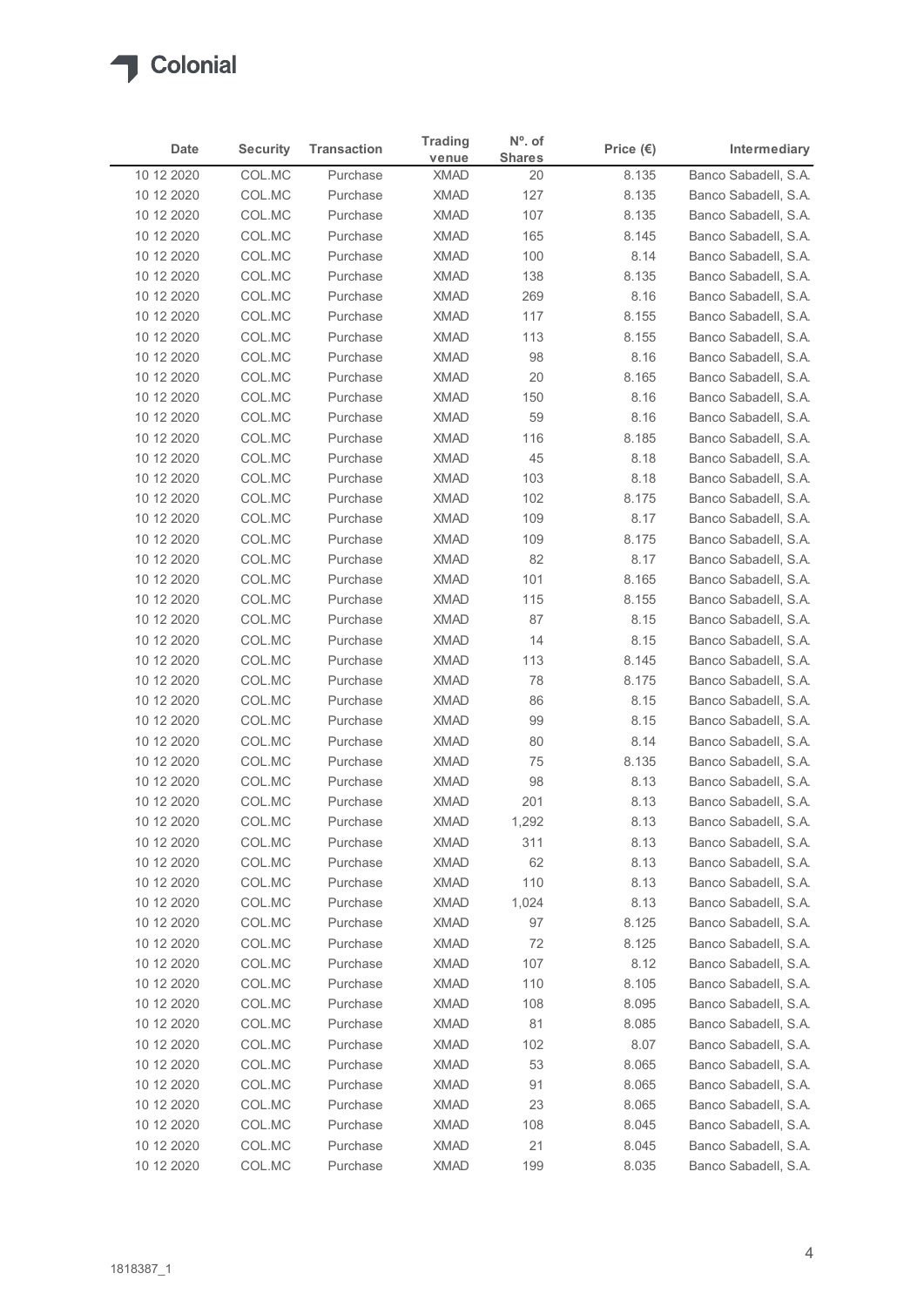| Date | Security | Transaction | Trading venue | Nº. of Shares | Price (€) | Intermediary |
|---|---|---|---|---|---|---|
| 10 12 2020 | COL.MC | Purchase | XMAD | 20 | 8.135 | Banco Sabadell, S.A. |
| 10 12 2020 | COL.MC | Purchase | XMAD | 127 | 8.135 | Banco Sabadell, S.A. |
| 10 12 2020 | COL.MC | Purchase | XMAD | 107 | 8.135 | Banco Sabadell, S.A. |
| 10 12 2020 | COL.MC | Purchase | XMAD | 165 | 8.145 | Banco Sabadell, S.A. |
| 10 12 2020 | COL.MC | Purchase | XMAD | 100 | 8.14 | Banco Sabadell, S.A. |
| 10 12 2020 | COL.MC | Purchase | XMAD | 138 | 8.135 | Banco Sabadell, S.A. |
| 10 12 2020 | COL.MC | Purchase | XMAD | 269 | 8.16 | Banco Sabadell, S.A. |
| 10 12 2020 | COL.MC | Purchase | XMAD | 117 | 8.155 | Banco Sabadell, S.A. |
| 10 12 2020 | COL.MC | Purchase | XMAD | 113 | 8.155 | Banco Sabadell, S.A. |
| 10 12 2020 | COL.MC | Purchase | XMAD | 98 | 8.16 | Banco Sabadell, S.A. |
| 10 12 2020 | COL.MC | Purchase | XMAD | 20 | 8.165 | Banco Sabadell, S.A. |
| 10 12 2020 | COL.MC | Purchase | XMAD | 150 | 8.16 | Banco Sabadell, S.A. |
| 10 12 2020 | COL.MC | Purchase | XMAD | 59 | 8.16 | Banco Sabadell, S.A. |
| 10 12 2020 | COL.MC | Purchase | XMAD | 116 | 8.185 | Banco Sabadell, S.A. |
| 10 12 2020 | COL.MC | Purchase | XMAD | 45 | 8.18 | Banco Sabadell, S.A. |
| 10 12 2020 | COL.MC | Purchase | XMAD | 103 | 8.18 | Banco Sabadell, S.A. |
| 10 12 2020 | COL.MC | Purchase | XMAD | 102 | 8.175 | Banco Sabadell, S.A. |
| 10 12 2020 | COL.MC | Purchase | XMAD | 109 | 8.17 | Banco Sabadell, S.A. |
| 10 12 2020 | COL.MC | Purchase | XMAD | 109 | 8.175 | Banco Sabadell, S.A. |
| 10 12 2020 | COL.MC | Purchase | XMAD | 82 | 8.17 | Banco Sabadell, S.A. |
| 10 12 2020 | COL.MC | Purchase | XMAD | 101 | 8.165 | Banco Sabadell, S.A. |
| 10 12 2020 | COL.MC | Purchase | XMAD | 115 | 8.155 | Banco Sabadell, S.A. |
| 10 12 2020 | COL.MC | Purchase | XMAD | 87 | 8.15 | Banco Sabadell, S.A. |
| 10 12 2020 | COL.MC | Purchase | XMAD | 14 | 8.15 | Banco Sabadell, S.A. |
| 10 12 2020 | COL.MC | Purchase | XMAD | 113 | 8.145 | Banco Sabadell, S.A. |
| 10 12 2020 | COL.MC | Purchase | XMAD | 78 | 8.175 | Banco Sabadell, S.A. |
| 10 12 2020 | COL.MC | Purchase | XMAD | 86 | 8.15 | Banco Sabadell, S.A. |
| 10 12 2020 | COL.MC | Purchase | XMAD | 99 | 8.15 | Banco Sabadell, S.A. |
| 10 12 2020 | COL.MC | Purchase | XMAD | 80 | 8.14 | Banco Sabadell, S.A. |
| 10 12 2020 | COL.MC | Purchase | XMAD | 75 | 8.135 | Banco Sabadell, S.A. |
| 10 12 2020 | COL.MC | Purchase | XMAD | 98 | 8.13 | Banco Sabadell, S.A. |
| 10 12 2020 | COL.MC | Purchase | XMAD | 201 | 8.13 | Banco Sabadell, S.A. |
| 10 12 2020 | COL.MC | Purchase | XMAD | 1,292 | 8.13 | Banco Sabadell, S.A. |
| 10 12 2020 | COL.MC | Purchase | XMAD | 311 | 8.13 | Banco Sabadell, S.A. |
| 10 12 2020 | COL.MC | Purchase | XMAD | 62 | 8.13 | Banco Sabadell, S.A. |
| 10 12 2020 | COL.MC | Purchase | XMAD | 110 | 8.13 | Banco Sabadell, S.A. |
| 10 12 2020 | COL.MC | Purchase | XMAD | 1,024 | 8.13 | Banco Sabadell, S.A. |
| 10 12 2020 | COL.MC | Purchase | XMAD | 97 | 8.125 | Banco Sabadell, S.A. |
| 10 12 2020 | COL.MC | Purchase | XMAD | 72 | 8.125 | Banco Sabadell, S.A. |
| 10 12 2020 | COL.MC | Purchase | XMAD | 107 | 8.12 | Banco Sabadell, S.A. |
| 10 12 2020 | COL.MC | Purchase | XMAD | 110 | 8.105 | Banco Sabadell, S.A. |
| 10 12 2020 | COL.MC | Purchase | XMAD | 108 | 8.095 | Banco Sabadell, S.A. |
| 10 12 2020 | COL.MC | Purchase | XMAD | 81 | 8.085 | Banco Sabadell, S.A. |
| 10 12 2020 | COL.MC | Purchase | XMAD | 102 | 8.07 | Banco Sabadell, S.A. |
| 10 12 2020 | COL.MC | Purchase | XMAD | 53 | 8.065 | Banco Sabadell, S.A. |
| 10 12 2020 | COL.MC | Purchase | XMAD | 91 | 8.065 | Banco Sabadell, S.A. |
| 10 12 2020 | COL.MC | Purchase | XMAD | 23 | 8.065 | Banco Sabadell, S.A. |
| 10 12 2020 | COL.MC | Purchase | XMAD | 108 | 8.045 | Banco Sabadell, S.A. |
| 10 12 2020 | COL.MC | Purchase | XMAD | 21 | 8.045 | Banco Sabadell, S.A. |
| 10 12 2020 | COL.MC | Purchase | XMAD | 199 | 8.035 | Banco Sabadell, S.A. |

1818387_1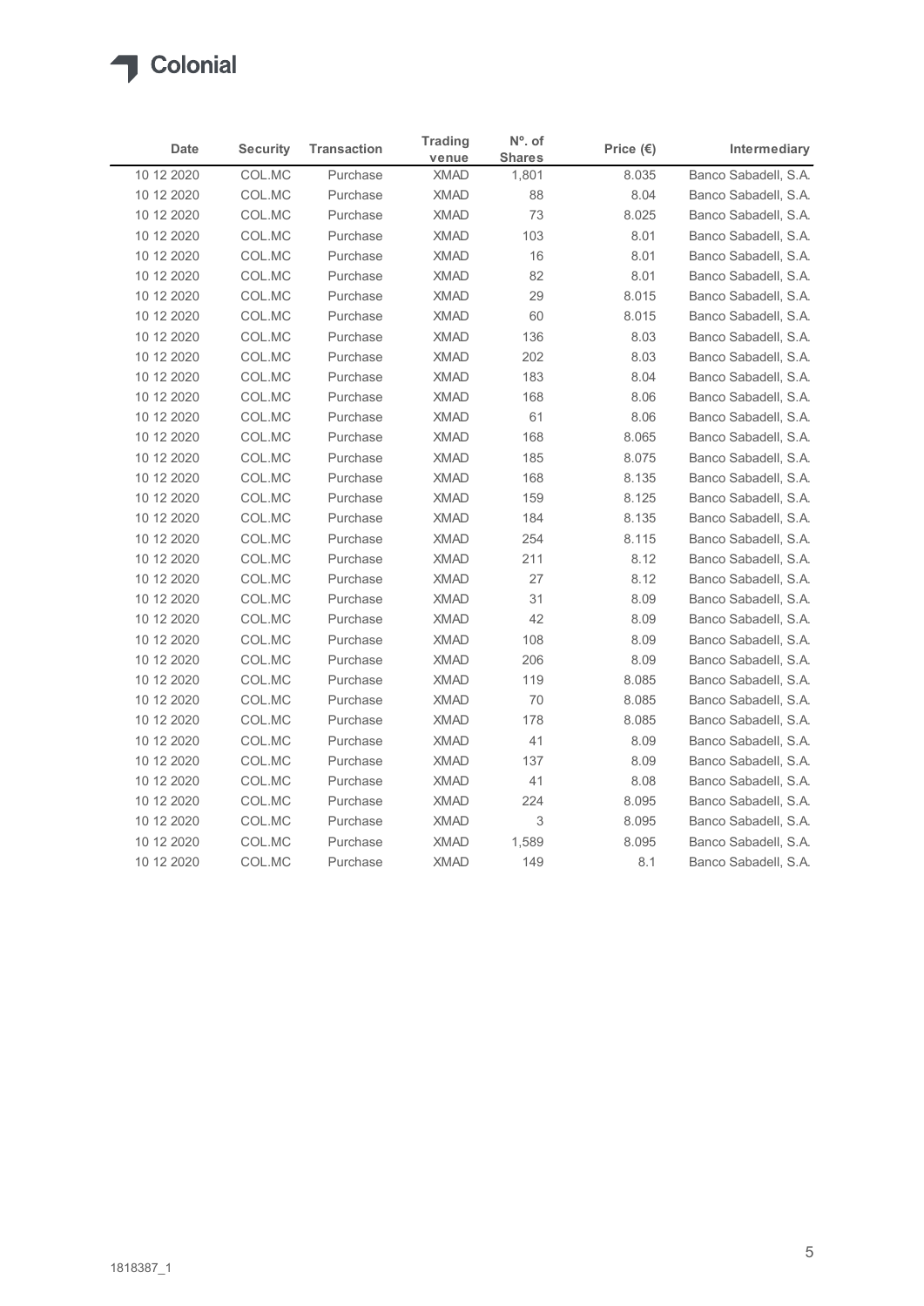| Date | Security | Transaction | Trading venue | Nº. of Shares | Price (€) | Intermediary |
|---|---|---|---|---|---|---|
| 10 12 2020 | COL.MC | Purchase | XMAD | 1,801 | 8.035 | Banco Sabadell, S.A. |
| 10 12 2020 | COL.MC | Purchase | XMAD | 88 | 8.04 | Banco Sabadell, S.A. |
| 10 12 2020 | COL.MC | Purchase | XMAD | 73 | 8.025 | Banco Sabadell, S.A. |
| 10 12 2020 | COL.MC | Purchase | XMAD | 103 | 8.01 | Banco Sabadell, S.A. |
| 10 12 2020 | COL.MC | Purchase | XMAD | 16 | 8.01 | Banco Sabadell, S.A. |
| 10 12 2020 | COL.MC | Purchase | XMAD | 82 | 8.01 | Banco Sabadell, S.A. |
| 10 12 2020 | COL.MC | Purchase | XMAD | 29 | 8.015 | Banco Sabadell, S.A. |
| 10 12 2020 | COL.MC | Purchase | XMAD | 60 | 8.015 | Banco Sabadell, S.A. |
| 10 12 2020 | COL.MC | Purchase | XMAD | 136 | 8.03 | Banco Sabadell, S.A. |
| 10 12 2020 | COL.MC | Purchase | XMAD | 202 | 8.03 | Banco Sabadell, S.A. |
| 10 12 2020 | COL.MC | Purchase | XMAD | 183 | 8.04 | Banco Sabadell, S.A. |
| 10 12 2020 | COL.MC | Purchase | XMAD | 168 | 8.06 | Banco Sabadell, S.A. |
| 10 12 2020 | COL.MC | Purchase | XMAD | 61 | 8.06 | Banco Sabadell, S.A. |
| 10 12 2020 | COL.MC | Purchase | XMAD | 168 | 8.065 | Banco Sabadell, S.A. |
| 10 12 2020 | COL.MC | Purchase | XMAD | 185 | 8.075 | Banco Sabadell, S.A. |
| 10 12 2020 | COL.MC | Purchase | XMAD | 168 | 8.135 | Banco Sabadell, S.A. |
| 10 12 2020 | COL.MC | Purchase | XMAD | 159 | 8.125 | Banco Sabadell, S.A. |
| 10 12 2020 | COL.MC | Purchase | XMAD | 184 | 8.135 | Banco Sabadell, S.A. |
| 10 12 2020 | COL.MC | Purchase | XMAD | 254 | 8.115 | Banco Sabadell, S.A. |
| 10 12 2020 | COL.MC | Purchase | XMAD | 211 | 8.12 | Banco Sabadell, S.A. |
| 10 12 2020 | COL.MC | Purchase | XMAD | 27 | 8.12 | Banco Sabadell, S.A. |
| 10 12 2020 | COL.MC | Purchase | XMAD | 31 | 8.09 | Banco Sabadell, S.A. |
| 10 12 2020 | COL.MC | Purchase | XMAD | 42 | 8.09 | Banco Sabadell, S.A. |
| 10 12 2020 | COL.MC | Purchase | XMAD | 108 | 8.09 | Banco Sabadell, S.A. |
| 10 12 2020 | COL.MC | Purchase | XMAD | 206 | 8.09 | Banco Sabadell, S.A. |
| 10 12 2020 | COL.MC | Purchase | XMAD | 119 | 8.085 | Banco Sabadell, S.A. |
| 10 12 2020 | COL.MC | Purchase | XMAD | 70 | 8.085 | Banco Sabadell, S.A. |
| 10 12 2020 | COL.MC | Purchase | XMAD | 178 | 8.085 | Banco Sabadell, S.A. |
| 10 12 2020 | COL.MC | Purchase | XMAD | 41 | 8.09 | Banco Sabadell, S.A. |
| 10 12 2020 | COL.MC | Purchase | XMAD | 137 | 8.09 | Banco Sabadell, S.A. |
| 10 12 2020 | COL.MC | Purchase | XMAD | 41 | 8.08 | Banco Sabadell, S.A. |
| 10 12 2020 | COL.MC | Purchase | XMAD | 224 | 8.095 | Banco Sabadell, S.A. |
| 10 12 2020 | COL.MC | Purchase | XMAD | 3 | 8.095 | Banco Sabadell, S.A. |
| 10 12 2020 | COL.MC | Purchase | XMAD | 1,589 | 8.095 | Banco Sabadell, S.A. |
| 10 12 2020 | COL.MC | Purchase | XMAD | 149 | 8.1 | Banco Sabadell, S.A. |

1818387_1